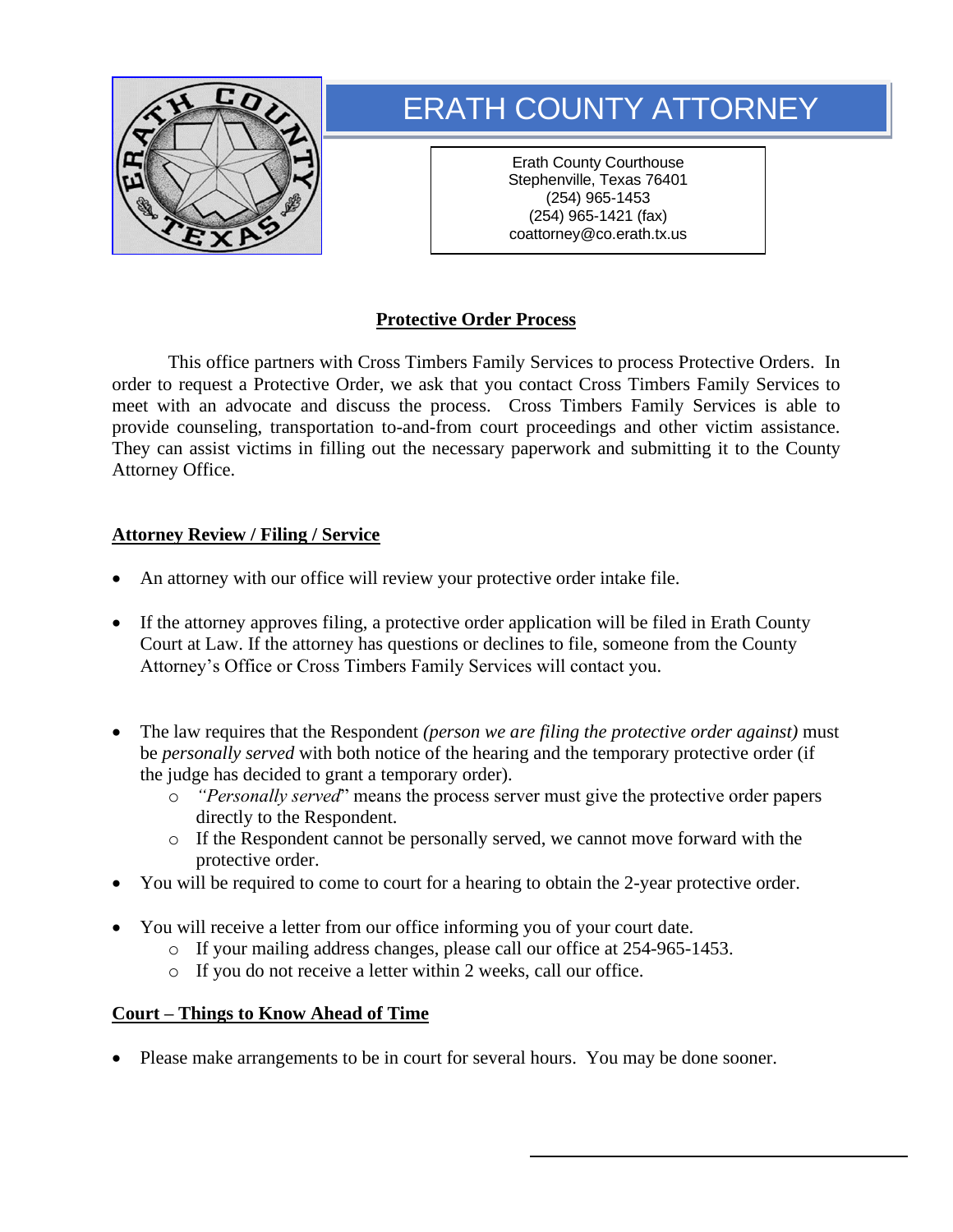# ERATH COUNTY ATTORNEY

Erath County Courthouse
Stephenville, Texas 76401
(254) 965-1453
(254) 965-1421 (fax)
coattorney@co.erath.tx.us

## Protective Order Process

This office partners with Cross Timbers Family Services to process Protective Orders. In order to request a Protective Order, we ask that you contact Cross Timbers Family Services to meet with an advocate and discuss the process. Cross Timbers Family Services is able to provide counseling, transportation to-and-from court proceedings and other victim assistance. They can assist victims in filling out the necessary paperwork and submitting it to the County Attorney Office.

### Attorney Review / Filing / Service

- An attorney with our office will review your protective order intake file.
- If the attorney approves filing, a protective order application will be filed in Erath County Court at Law. If the attorney has questions or declines to file, someone from the County Attorney's Office or Cross Timbers Family Services will contact you.
- The law requires that the Respondent *(person we are filing the protective order against)* must be *personally served* with both notice of the hearing and the temporary protective order (if the judge has decided to grant a temporary order).
    - "*Personally served*" means the process server must give the protective order papers directly to the Respondent.
    - If the Respondent cannot be personally served, we cannot move forward with the protective order.
- You will be required to come to court for a hearing to obtain the 2-year protective order.
- You will receive a letter from our office informing you of your court date.
    - If your mailing address changes, please call our office at 254-965-1453.
    - If you do not receive a letter within 2 weeks, call our office.

### Court – Things to Know Ahead of Time

- Please make arrangements to be in court for several hours. You may be done sooner.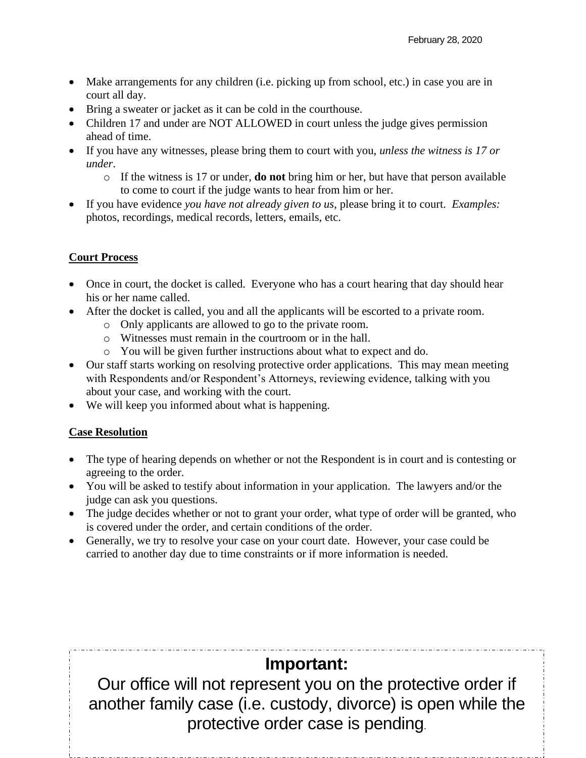February 28, 2020

- Make arrangements for any children (i.e. picking up from school, etc.) in case you are in court all day.
- Bring a sweater or jacket as it can be cold in the courthouse.
- Children 17 and under are NOT ALLOWED in court unless the judge gives permission ahead of time.
- If you have any witnesses, please bring them to court with you, *unless the witness is 17 or under*.
    - If the witness is 17 or under, **do not** bring him or her, but have that person available to come to court if the judge wants to hear from him or her.
- If you have evidence *you have not already given to us*, please bring it to court. *Examples:* photos, recordings, medical records, letters, emails, etc.

**Court Process**

- Once in court, the docket is called. Everyone who has a court hearing that day should hear his or her name called.
- After the docket is called, you and all the applicants will be escorted to a private room.
    - Only applicants are allowed to go to the private room.
    - Witnesses must remain in the courtroom or in the hall.
    - You will be given further instructions about what to expect and do.
- Our staff starts working on resolving protective order applications. This may mean meeting with Respondents and/or Respondent's Attorneys, reviewing evidence, talking with you about your case, and working with the court.
- We will keep you informed about what is happening.

**Case Resolution**

- The type of hearing depends on whether or not the Respondent is in court and is contesting or agreeing to the order.
- You will be asked to testify about information in your application. The lawyers and/or the judge can ask you questions.
- The judge decides whether or not to grant your order, what type of order will be granted, who is covered under the order, and certain conditions of the order.
- Generally, we try to resolve your case on your court date. However, your case could be carried to another day due to time constraints or if more information is needed.

**Important:**

Our office will not represent you on the protective order if another family case (i.e. custody, divorce) is open while the protective order case is pending.